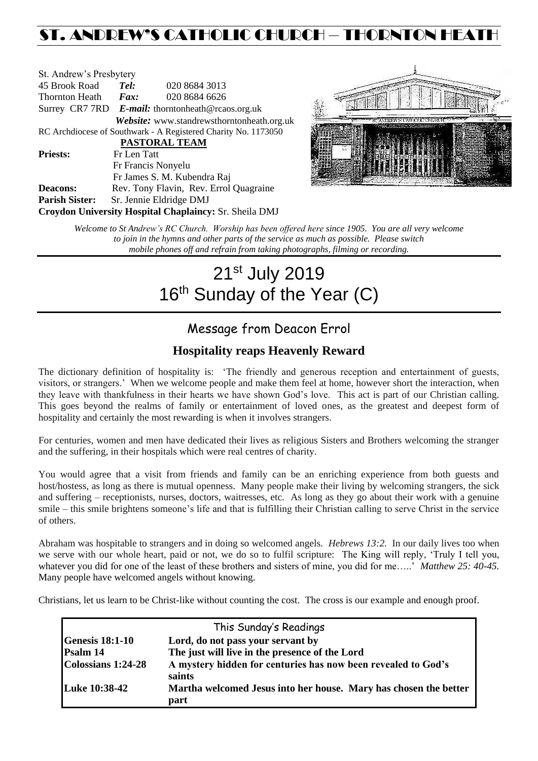# ST. ANDREW'S CATHOLIC CHURCH – THORNTON HEATH

St. Andrew's Presbytery
45 Brook Road *Tel:* 020 8684 3013
Thornton Heath *Fax:* 020 8684 6626
Surrey CR7 7RD *E-mail:* thorntonheath@rcaos.org.uk
*Website:* www.standrewsthorntonheath.org.uk
RC Archdiocese of Southwark - A Registered Charity No. 1173050

**PASTORAL TEAM**

**Priests:** Fr Len Tatt
Fr Francis Nonyelu
Fr James S. M. Kubendra Raj
**Deacons:** Rev. Tony Flavin, Rev. Errol Quagraine
**Parish Sister:** Sr. Jennie Eldridge DMJ
**Croydon University Hospital Chaplaincy:** Sr. Sheila DMJ

*Welcome to St Andrew's RC Church. Worship has been offered here since 1905. You are all very welcome to join in the hymns and other parts of the service as much as possible. Please switch mobile phones off and refrain from taking photographs, filming or recording.*

# 21st July 2019
# 16th Sunday of the Year (C)

## Message from Deacon Errol

### Hospitality reaps Heavenly Reward

The dictionary definition of hospitality is: 'The friendly and generous reception and entertainment of guests, visitors, or strangers.' When we welcome people and make them feel at home, however short the interaction, when they leave with thankfulness in their hearts we have shown God's love. This act is part of our Christian calling. This goes beyond the realms of family or entertainment of loved ones, as the greatest and deepest form of hospitality and certainly the most rewarding is when it involves strangers.

For centuries, women and men have dedicated their lives as religious Sisters and Brothers welcoming the stranger and the suffering, in their hospitals which were real centres of charity.

You would agree that a visit from friends and family can be an enriching experience from both guests and host/hostess, as long as there is mutual openness. Many people make their living by welcoming strangers, the sick and suffering – receptionists, nurses, doctors, waitresses, etc. As long as they go about their work with a genuine smile – this smile brightens someone's life and that is fulfilling their Christian calling to serve Christ in the service of others.

Abraham was hospitable to strangers and in doing so welcomed angels. *Hebrews 13:2.* In our daily lives too when we serve with our whole heart, paid or not, we do so to fulfil scripture: The King will reply, 'Truly I tell you, whatever you did for one of the least of these brothers and sisters of mine, you did for me…..' *Matthew 25: 40-45.* Many people have welcomed angels without knowing.

Christians, let us learn to be Christ-like without counting the cost. The cross is our example and enough proof.

| This Sunday's Readings | |
|---|---|
| **Genesis 18:1-10** | **Lord, do not pass your servant by** |
| **Psalm 14** | **The just will live in the presence of the Lord** |
| **Colossians 1:24-28** | **A mystery hidden for centuries has now been revealed to God's saints** |
| **Luke 10:38-42** | **Martha welcomed Jesus into her house. Mary has chosen the better part** |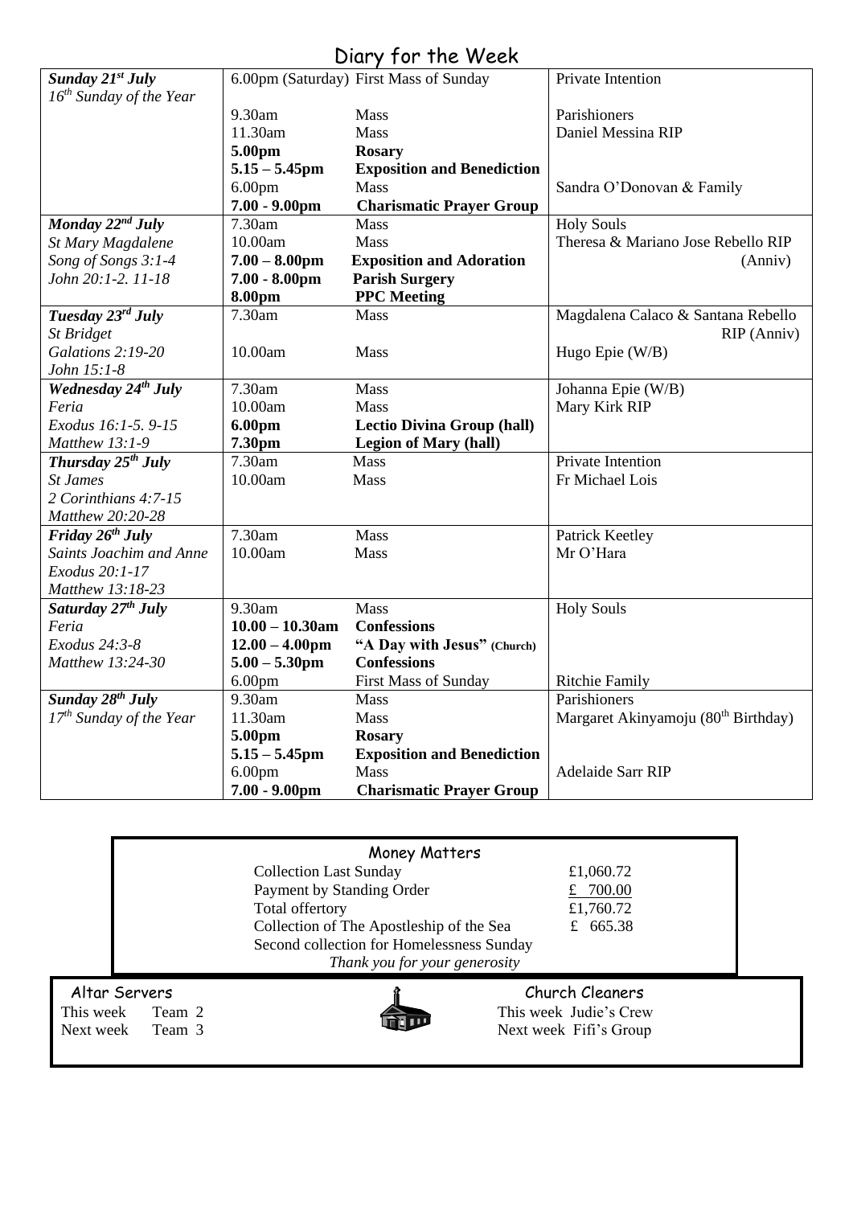# Diary for the Week

| Day | Time | Event | Intention |
|---|---|---|---|
| ***Sunday 21st July*** *16th Sunday of the Year* | 6.00pm (Saturday) | First Mass of Sunday | Private Intention |
| | 9.30am | Mass | Parishioners |
| | 11.30am | Mass | Daniel Messina RIP |
| | **5.00pm** | **Rosary** | |
| | **5.15 – 5.45pm** | **Exposition and Benediction** | |
| | 6.00pm | Mass | Sandra O'Donovan & Family |
| | **7.00 - 9.00pm** | **Charismatic Prayer Group** | |
| ***Monday 22nd July*** *St Mary Magdalene* *Song of Songs 3:1-4* *John 20:1-2. 11-18* | 7.30am | Mass | Holy Souls |
| | 10.00am | Mass | Theresa & Mariano Jose Rebello RIP (Anniv) |
| | **7.00 – 8.00pm** | **Exposition and Adoration** | |
| | **7.00 - 8.00pm** | **Parish Surgery** | |
| | **8.00pm** | **PPC Meeting** | |
| ***Tuesday 23rd July*** *St Bridget* *Galations 2:19-20* *John 15:1-8* | 7.30am | Mass | Magdalena Calaco & Santana Rebello RIP (Anniv) |
| | 10.00am | Mass | Hugo Epie (W/B) |
| ***Wednesday 24th July*** *Feria* *Exodus 16:1-5. 9-15* *Matthew 13:1-9* | 7.30am | Mass | Johanna Epie (W/B) |
| | 10.00am | Mass | Mary Kirk RIP |
| | **6.00pm** | **Lectio Divina Group (hall)** | |
| | **7.30pm** | **Legion of Mary (hall)** | |
| ***Thursday 25th July*** *St James* *2 Corinthians 4:7-15* *Matthew 20:20-28* | 7.30am | Mass | Private Intention |
| | 10.00am | Mass | Fr Michael Lois |
| ***Friday 26th July*** *Saints Joachim and Anne* *Exodus 20:1-17* *Matthew 13:18-23* | 7.30am | Mass | Patrick Keetley |
| | 10.00am | Mass | Mr O'Hara |
| ***Saturday 27th July*** *Feria* *Exodus 24:3-8* *Matthew 13:24-30* | 9.30am | Mass | Holy Souls |
| | **10.00 – 10.30am** | **Confessions** | |
| | **12.00 – 4.00pm** | **"A Day with Jesus" (Church)** | |
| | **5.00 – 5.30pm** | **Confessions** | |
| | 6.00pm | First Mass of Sunday | Ritchie Family |
| ***Sunday 28th July*** *17th Sunday of the Year* | 9.30am | Mass | Parishioners |
| | 11.30am | Mass | Margaret Akinyamoju (80th Birthday) |
| | **5.00pm** | **Rosary** | |
| | **5.15 – 5.45pm** | **Exposition and Benediction** | |
| | 6.00pm | Mass | Adelaide Sarr RIP |
| | **7.00 - 9.00pm** | **Charismatic Prayer Group** | |

## Money Matters

| | |
|---|---|
| Collection Last Sunday | £1,060.72 |
| Payment by Standing Order | £ 700.00 |
| Total offertory | £1,760.72 |
| Collection of The Apostleship of the Sea | £ 665.38 |
| Second collection for Homelessness Sunday | |

*Thank you for your generosity*

## Altar Servers

This week Team 2
Next week Team 3

## Church Cleaners

This week Judie's Crew
Next week Fifi's Group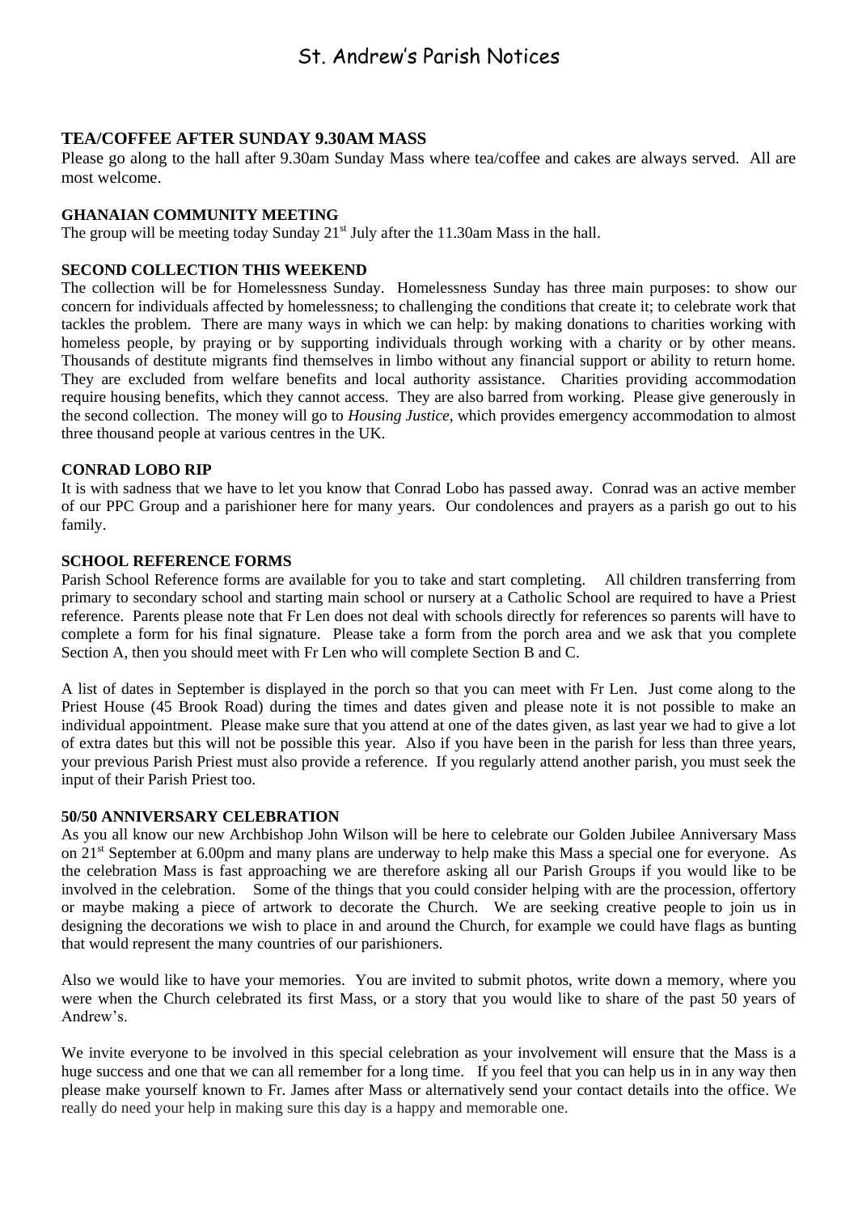# St. Andrew's Parish Notices

## TEA/COFFEE AFTER SUNDAY 9.30AM MASS

Please go along to the hall after 9.30am Sunday Mass where tea/coffee and cakes are always served. All are most welcome.

### GHANAIAN COMMUNITY MEETING

The group will be meeting today Sunday 21st July after the 11.30am Mass in the hall.

### SECOND COLLECTION THIS WEEKEND

The collection will be for Homelessness Sunday. Homelessness Sunday has three main purposes: to show our concern for individuals affected by homelessness; to challenging the conditions that create it; to celebrate work that tackles the problem. There are many ways in which we can help: by making donations to charities working with homeless people, by praying or by supporting individuals through working with a charity or by other means. Thousands of destitute migrants find themselves in limbo without any financial support or ability to return home. They are excluded from welfare benefits and local authority assistance. Charities providing accommodation require housing benefits, which they cannot access. They are also barred from working. Please give generously in the second collection. The money will go to *Housing Justice*, which provides emergency accommodation to almost three thousand people at various centres in the UK.

### CONRAD LOBO RIP

It is with sadness that we have to let you know that Conrad Lobo has passed away. Conrad was an active member of our PPC Group and a parishioner here for many years. Our condolences and prayers as a parish go out to his family.

### SCHOOL REFERENCE FORMS

Parish School Reference forms are available for you to take and start completing. All children transferring from primary to secondary school and starting main school or nursery at a Catholic School are required to have a Priest reference. Parents please note that Fr Len does not deal with schools directly for references so parents will have to complete a form for his final signature. Please take a form from the porch area and we ask that you complete Section A, then you should meet with Fr Len who will complete Section B and C.

A list of dates in September is displayed in the porch so that you can meet with Fr Len. Just come along to the Priest House (45 Brook Road) during the times and dates given and please note it is not possible to make an individual appointment. Please make sure that you attend at one of the dates given, as last year we had to give a lot of extra dates but this will not be possible this year. Also if you have been in the parish for less than three years, your previous Parish Priest must also provide a reference. If you regularly attend another parish, you must seek the input of their Parish Priest too.

### 50/50 ANNIVERSARY CELEBRATION

As you all know our new Archbishop John Wilson will be here to celebrate our Golden Jubilee Anniversary Mass on 21st September at 6.00pm and many plans are underway to help make this Mass a special one for everyone. As the celebration Mass is fast approaching we are therefore asking all our Parish Groups if you would like to be involved in the celebration. Some of the things that you could consider helping with are the procession, offertory or maybe making a piece of artwork to decorate the Church. We are seeking creative people to join us in designing the decorations we wish to place in and around the Church, for example we could have flags as bunting that would represent the many countries of our parishioners.

Also we would like to have your memories. You are invited to submit photos, write down a memory, where you were when the Church celebrated its first Mass, or a story that you would like to share of the past 50 years of Andrew's.

We invite everyone to be involved in this special celebration as your involvement will ensure that the Mass is a huge success and one that we can all remember for a long time. If you feel that you can help us in in any way then please make yourself known to Fr. James after Mass or alternatively send your contact details into the office. We really do need your help in making sure this day is a happy and memorable one.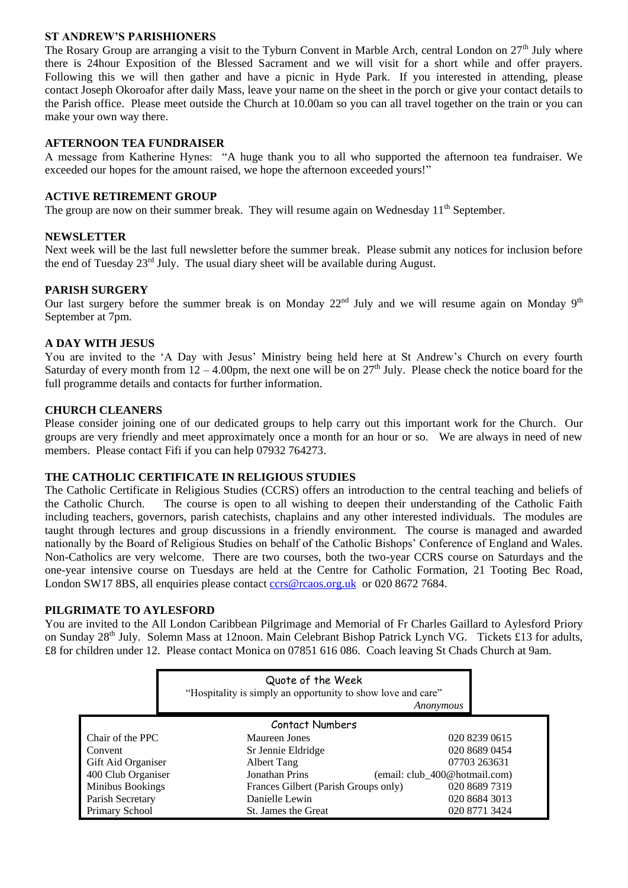## ST ANDREW'S PARISHIONERS

The Rosary Group are arranging a visit to the Tyburn Convent in Marble Arch, central London on 27th July where there is 24hour Exposition of the Blessed Sacrament and we will visit for a short while and offer prayers. Following this we will then gather and have a picnic in Hyde Park. If you interested in attending, please contact Joseph Okoroafor after daily Mass, leave your name on the sheet in the porch or give your contact details to the Parish office. Please meet outside the Church at 10.00am so you can all travel together on the train or you can make your own way there.

## AFTERNOON TEA FUNDRAISER

A message from Katherine Hynes: "A huge thank you to all who supported the afternoon tea fundraiser. We exceeded our hopes for the amount raised, we hope the afternoon exceeded yours!"

## ACTIVE RETIREMENT GROUP

The group are now on their summer break. They will resume again on Wednesday 11th September.

## NEWSLETTER

Next week will be the last full newsletter before the summer break. Please submit any notices for inclusion before the end of Tuesday 23rd July. The usual diary sheet will be available during August.

## PARISH SURGERY

Our last surgery before the summer break is on Monday 22nd July and we will resume again on Monday 9th September at 7pm.

## A DAY WITH JESUS

You are invited to the 'A Day with Jesus' Ministry being held here at St Andrew's Church on every fourth Saturday of every month from 12 – 4.00pm, the next one will be on 27th July. Please check the notice board for the full programme details and contacts for further information.

## CHURCH CLEANERS

Please consider joining one of our dedicated groups to help carry out this important work for the Church. Our groups are very friendly and meet approximately once a month for an hour or so. We are always in need of new members. Please contact Fifi if you can help 07932 764273.

## THE CATHOLIC CERTIFICATE IN RELIGIOUS STUDIES

The Catholic Certificate in Religious Studies (CCRS) offers an introduction to the central teaching and beliefs of the Catholic Church. The course is open to all wishing to deepen their understanding of the Catholic Faith including teachers, governors, parish catechists, chaplains and any other interested individuals. The modules are taught through lectures and group discussions in a friendly environment. The course is managed and awarded nationally by the Board of Religious Studies on behalf of the Catholic Bishops' Conference of England and Wales. Non-Catholics are very welcome. There are two courses, both the two-year CCRS course on Saturdays and the one-year intensive course on Tuesdays are held at the Centre for Catholic Formation, 21 Tooting Bec Road, London SW17 8BS, all enquiries please contact ccrs@rcaos.org.uk or 020 8672 7684.

## PILGRIMATE TO AYLESFORD

You are invited to the All London Caribbean Pilgrimage and Memorial of Fr Charles Gaillard to Aylesford Priory on Sunday 28th July. Solemn Mass at 12noon. Main Celebrant Bishop Patrick Lynch VG. Tickets £13 for adults, £8 for children under 12. Please contact Monica on 07851 616 086. Coach leaving St Chads Church at 9am.

Quote of the Week

"Hospitality is simply an opportunity to show love and care"

*Anonymous*

### Contact Numbers

| | | |
|---|---|---|
| Chair of the PPC | Maureen Jones | 020 8239 0615 |
| Convent | Sr Jennie Eldridge | 020 8689 0454 |
| Gift Aid Organiser | Albert Tang | 07703 263631 |
| 400 Club Organiser | Jonathan Prins | (email: club_400@hotmail.com) |
| Minibus Bookings | Frances Gilbert (Parish Groups only) | 020 8689 7319 |
| Parish Secretary | Danielle Lewin | 020 8684 3013 |
| Primary School | St. James the Great | 020 8771 3424 |